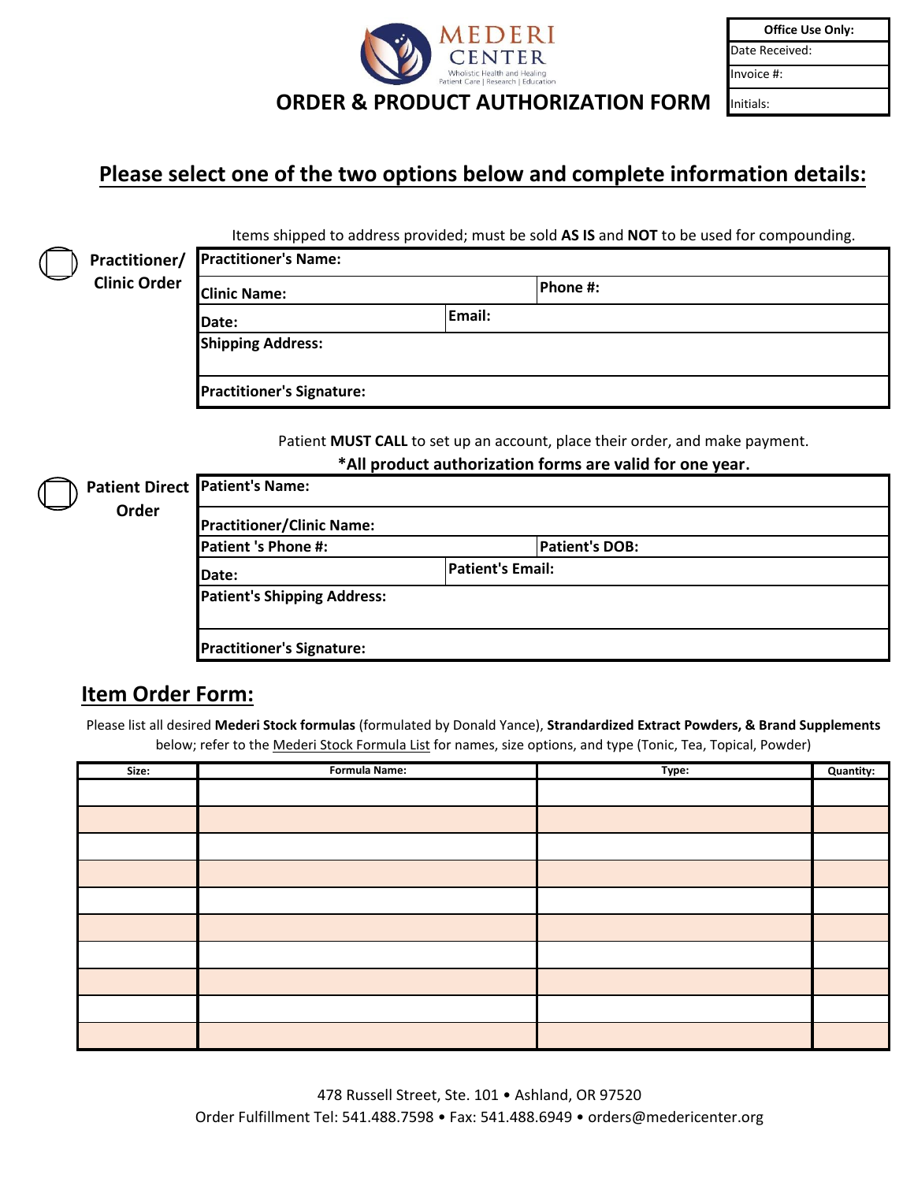MEDERI CENTER

Wholistic Health and Healing
Patient Care | Research | Education

# ORDER & PRODUCT AUTHORIZATION FORM

| Office Use Only: |
|---|
| Date Received: |
| Invoice #: |
| Initials: |

## Please select one of the two options below and complete information details:

Items shipped to address provided; must be sold **AS IS** and **NOT** to be used for compounding.

☐ **Practitioner/ Clinic Order**

| | |
|---|---|
| **Practitioner's Name:** | |
| **Clinic Name:** | **Phone #:** |
| **Date:** | **Email:** |
| **Shipping Address:** | |
| **Practitioner's Signature:** | |

Patient **MUST CALL** to set up an account, place their order, and make payment.

**\*All product authorization forms are valid for one year.**

☐ **Patient Direct Order**

| | |
|---|---|
| **Patient's Name:** | |
| **Practitioner/Clinic Name:** | |
| **Patient 's Phone #:** | **Patient's DOB:** |
| **Date:** | **Patient's Email:** |
| **Patient's Shipping Address:** | |
| **Practitioner's Signature:** | |

## Item Order Form:

Please list all desired **Mederi Stock formulas** (formulated by Donald Yance), **Strandardized Extract Powders, & Brand Supplements** below; refer to the Mederi Stock Formula List for names, size options, and type (Tonic, Tea, Topical, Powder)

| Size: | Formula Name: | Type: | Quantity: |
|---|---|---|---|
| | | | |
| | | | |
| | | | |
| | | | |
| | | | |
| | | | |
| | | | |
| | | | |
| | | | |
| | | | |

478 Russell Street, Ste. 101 • Ashland, OR 97520
Order Fulfillment Tel: 541.488.7598 • Fax: 541.488.6949 • orders@medericenter.org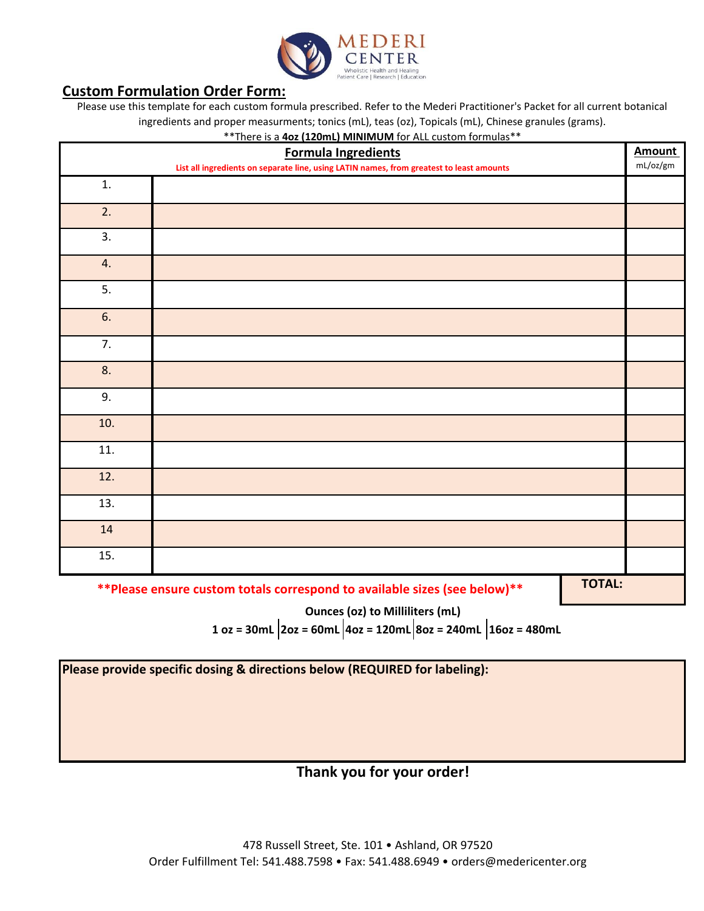MEDERI CENTER
Wholistic Health and Healing
Patient Care | Research | Education

## Custom Formulation Order Form:

Please use this template for each custom formula prescribed. Refer to the Mederi Practitioner's Packet for all current botanical ingredients and proper measurments; tonics (mL), teas (oz), Topicals (mL), Chinese granules (grams).

**There is a **4oz (120mL) MINIMUM** for ALL custom formulas**

| Formula Ingredients<br>List all ingredients on separate line, using LATIN names, from greatest to least amounts | | Amount<br>mL/oz/gm |
|---|---|---|
| 1. | | |
| 2. | | |
| 3. | | |
| 4. | | |
| 5. | | |
| 6. | | |
| 7. | | |
| 8. | | |
| 9. | | |
| 10. | | |
| 11. | | |
| 12. | | |
| 13. | | |
| 14 | | |
| 15. | | |
| | **TOTAL:** | |

****Please ensure custom totals correspond to available sizes (see below)****

**Ounces (oz) to Milliliters (mL)**

**1 oz = 30mL | 2oz = 60mL | 4oz = 120mL | 8oz = 240mL | 16oz = 480mL**

**Please provide specific dosing & directions below (REQUIRED for labeling):**

**Thank you for your order!**

478 Russell Street, Ste. 101 • Ashland, OR 97520
Order Fulfillment Tel: 541.488.7598 • Fax: 541.488.6949 • orders@medericenter.org